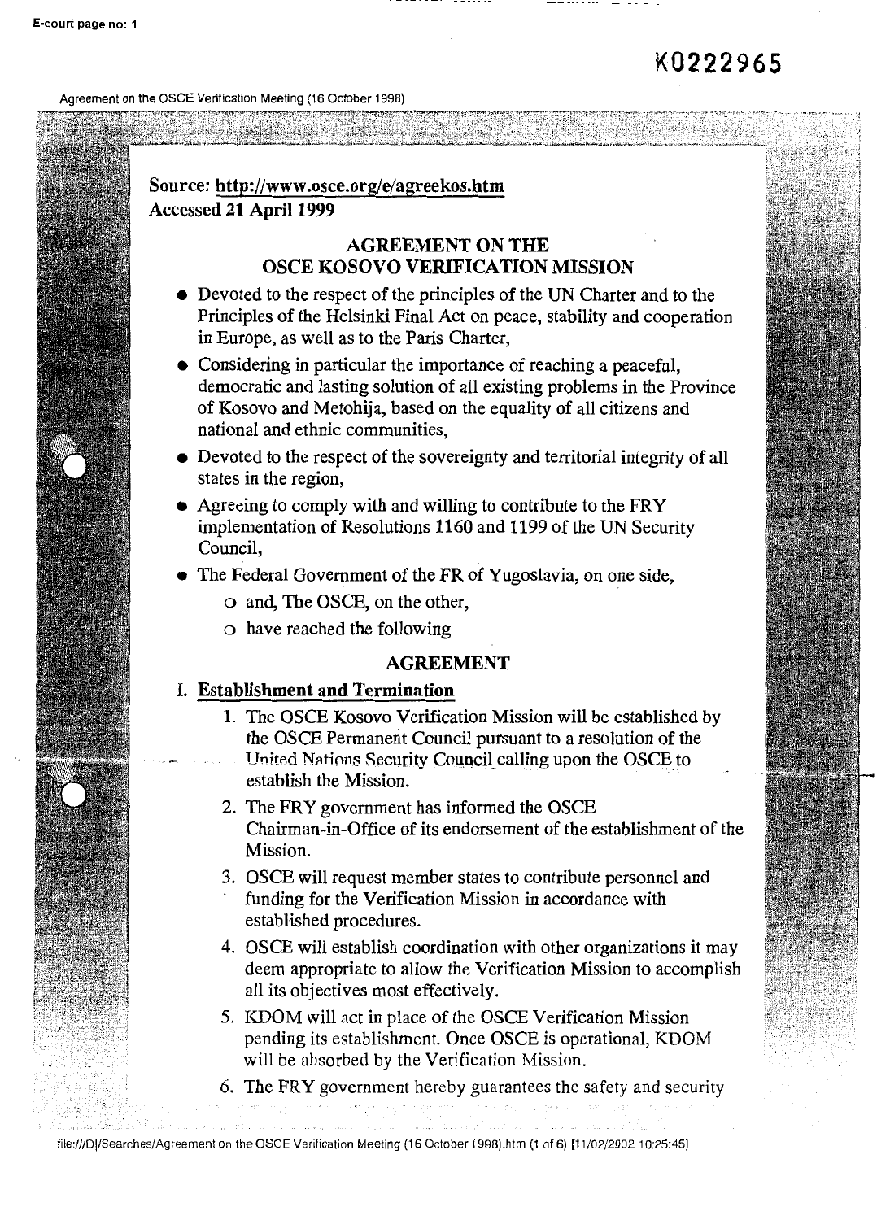Source: http://www.osce.org/e/agreekos.htm
Accessed 21 April 1999

## AGREEMENT ON THE OSCE KOSOVO VERIFICATION MISSION

- Devoted to the respect of the principles of the UN Charter and to the Principles of the Helsinki Final Act on peace, stability and cooperation in Europe, as well as to the Paris Charter,
- Considering in particular the importance of reaching a peaceful, democratic and lasting solution of all existing problems in the Province of Kosovo and Metohija, based on the equality of all citizens and national and ethnic communities,
- Devoted to the respect of the sovereignty and territorial integrity of all states in the region,
- Agreeing to comply with and willing to contribute to the FRY implementation of Resolutions 1160 and 1199 of the UN Security Council,
- The Federal Government of the FR of Yugoslavia, on one side,
  - and, The OSCE, on the other,
  - have reached the following

## AGREEMENT

### I. Establishment and Termination

1. The OSCE Kosovo Verification Mission will be established by the OSCE Permanent Council pursuant to a resolution of the United Nations Security Council calling upon the OSCE to establish the Mission.
2. The FRY government has informed the OSCE Chairman-in-Office of its endorsement of the establishment of the Mission.
3. OSCE will request member states to contribute personnel and funding for the Verification Mission in accordance with established procedures.
4. OSCE will establish coordination with other organizations it may deem appropriate to allow the Verification Mission to accomplish all its objectives most effectively.
5. KDOM will act in place of the OSCE Verification Mission pending its establishment. Once OSCE is operational, KDOM will be absorbed by the Verification Mission.
6. The FRY government hereby guarantees the safety and security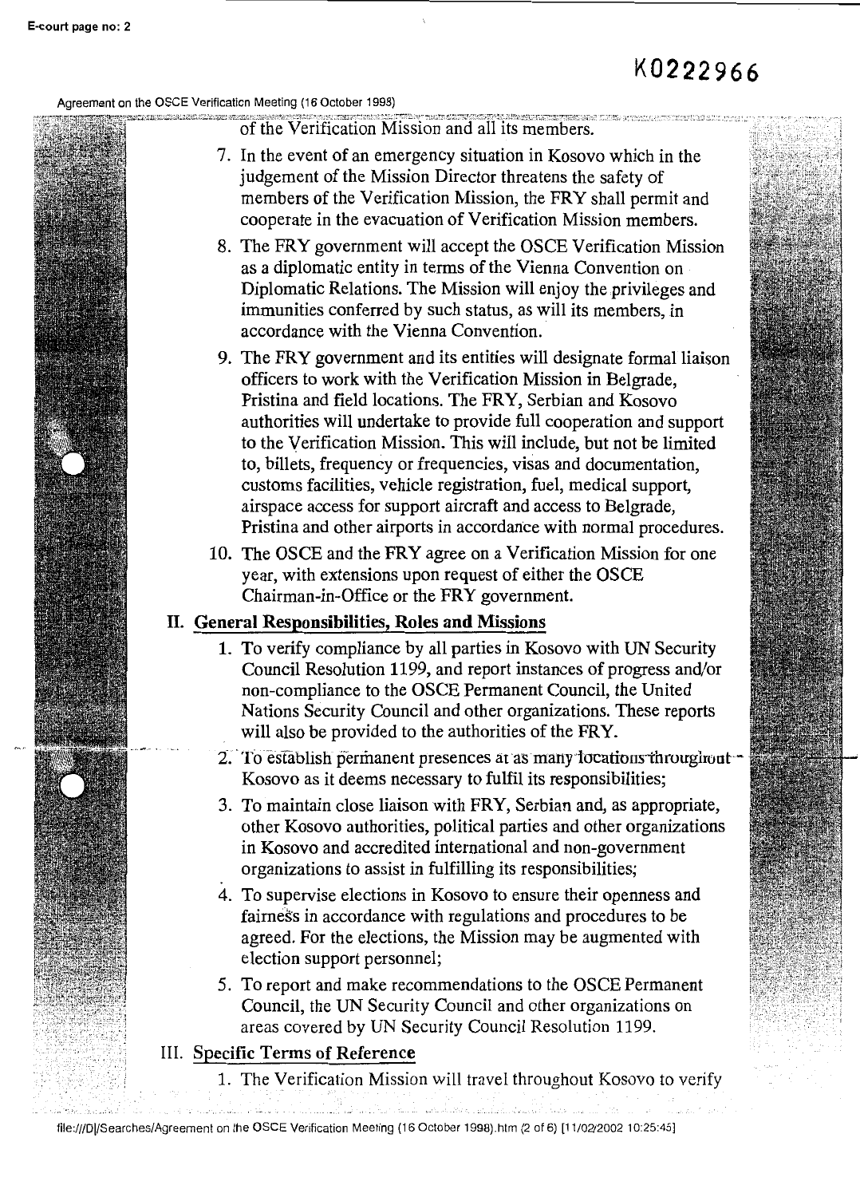of the Verification Mission and all its members.

7. In the event of an emergency situation in Kosovo which in the judgement of the Mission Director threatens the safety of members of the Verification Mission, the FRY shall permit and cooperate in the evacuation of Verification Mission members.
8. The FRY government will accept the OSCE Verification Mission as a diplomatic entity in terms of the Vienna Convention on Diplomatic Relations. The Mission will enjoy the privileges and immunities conferred by such status, as will its members, in accordance with the Vienna Convention.
9. The FRY government and its entities will designate formal liaison officers to work with the Verification Mission in Belgrade, Pristina and field locations. The FRY, Serbian and Kosovo authorities will undertake to provide full cooperation and support to the Verification Mission. This will include, but not be limited to, billets, frequency or frequencies, visas and documentation, customs facilities, vehicle registration, fuel, medical support, airspace access for support aircraft and access to Belgrade, Pristina and other airports in accordance with normal procedures.
10. The OSCE and the FRY agree on a Verification Mission for one year, with extensions upon request of either the OSCE Chairman-in-Office or the FRY government.

## II. General Responsibilities, Roles and Missions

1. To verify compliance by all parties in Kosovo with UN Security Council Resolution 1199, and report instances of progress and/or non-compliance to the OSCE Permanent Council, the United Nations Security Council and other organizations. These reports will also be provided to the authorities of the FRY.
2. To establish permanent presences at as many locations throughout Kosovo as it deems necessary to fulfil its responsibilities;
3. To maintain close liaison with FRY, Serbian and, as appropriate, other Kosovo authorities, political parties and other organizations in Kosovo and accredited international and non-government organizations to assist in fulfilling its responsibilities;
4. To supervise elections in Kosovo to ensure their openness and fairness in accordance with regulations and procedures to be agreed. For the elections, the Mission may be augmented with election support personnel;
5. To report and make recommendations to the OSCE Permanent Council, the UN Security Council and other organizations on areas covered by UN Security Council Resolution 1199.

## III. Specific Terms of Reference

1. The Verification Mission will travel throughout Kosovo to verify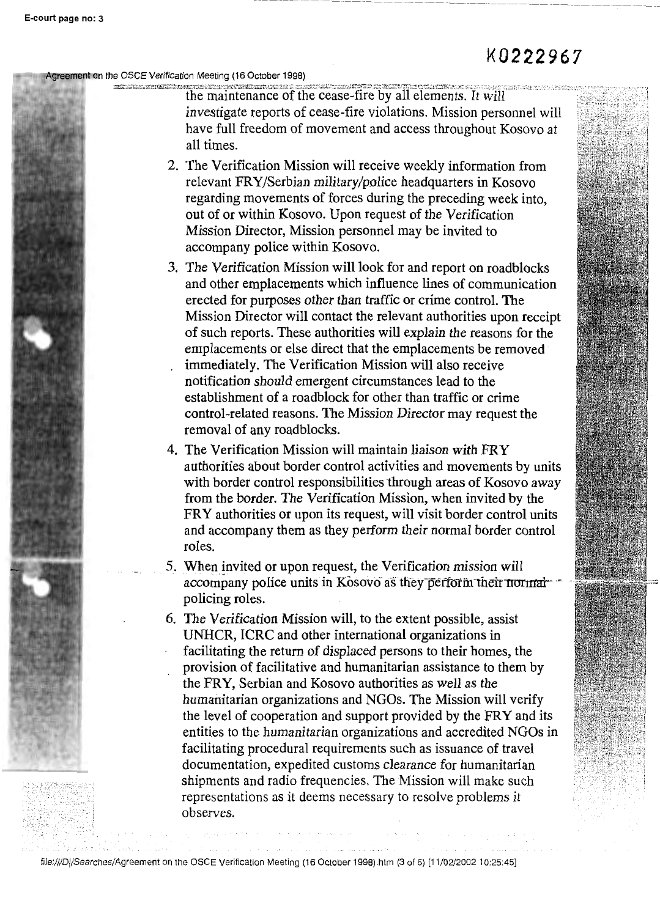the maintenance of the cease-fire by all elements. It will investigate reports of cease-fire violations. Mission personnel will have full freedom of movement and access throughout Kosovo at all times.

2. The Verification Mission will receive weekly information from relevant FRY/Serbian military/police headquarters in Kosovo regarding movements of forces during the preceding week into, out of or within Kosovo. Upon request of the Verification Mission Director, Mission personnel may be invited to accompany police within Kosovo.
3. The Verification Mission will look for and report on roadblocks and other emplacements which influence lines of communication erected for purposes other than traffic or crime control. The Mission Director will contact the relevant authorities upon receipt of such reports. These authorities will explain the reasons for the emplacements or else direct that the emplacements be removed immediately. The Verification Mission will also receive notification should emergent circumstances lead to the establishment of a roadblock for other than traffic or crime control-related reasons. The Mission Director may request the removal of any roadblocks.
4. The Verification Mission will maintain liaison with FRY authorities about border control activities and movements by units with border control responsibilities through areas of Kosovo away from the border. The Verification Mission, when invited by the FRY authorities or upon its request, will visit border control units and accompany them as they perform their normal border control roles.
5. When invited or upon request, the Verification mission will accompany police units in Kosovo as they perform their normal policing roles.
6. The Verification Mission will, to the extent possible, assist UNHCR, ICRC and other international organizations in facilitating the return of displaced persons to their homes, the provision of facilitative and humanitarian assistance to them by the FRY, Serbian and Kosovo authorities as well as the humanitarian organizations and NGOs. The Mission will verify the level of cooperation and support provided by the FRY and its entities to the humanitarian organizations and accredited NGOs in facilitating procedural requirements such as issuance of travel documentation, expedited customs clearance for humanitarian shipments and radio frequencies. The Mission will make such representations as it deems necessary to resolve problems it observes.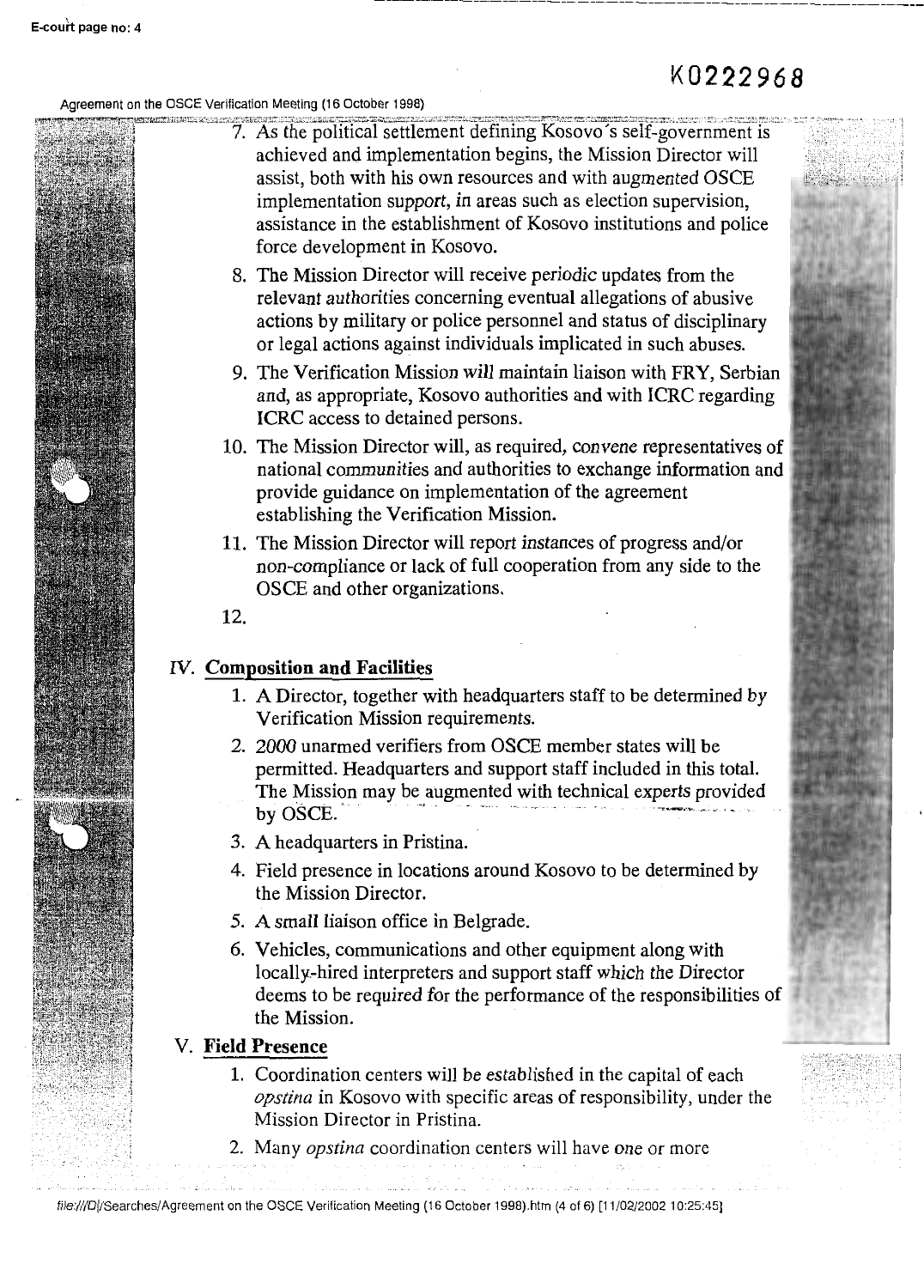7. As the political settlement defining Kosovo's self-government is achieved and implementation begins, the Mission Director will assist, both with his own resources and with augmented OSCE implementation support, in areas such as election supervision, assistance in the establishment of Kosovo institutions and police force development in Kosovo.
8. The Mission Director will receive periodic updates from the relevant authorities concerning eventual allegations of abusive actions by military or police personnel and status of disciplinary or legal actions against individuals implicated in such abuses.
9. The Verification Mission will maintain liaison with FRY, Serbian and, as appropriate, Kosovo authorities and with ICRC regarding ICRC access to detained persons.
10. The Mission Director will, as required, convene representatives of national communities and authorities to exchange information and provide guidance on implementation of the agreement establishing the Verification Mission.
11. The Mission Director will report instances of progress and/or non-compliance or lack of full cooperation from any side to the OSCE and other organizations.
12.

## IV. Composition and Facilities

1. A Director, together with headquarters staff to be determined by Verification Mission requirements.
2. 2000 unarmed verifiers from OSCE member states will be permitted. Headquarters and support staff included in this total. The Mission may be augmented with technical experts provided by OSCE.
3. A headquarters in Pristina.
4. Field presence in locations around Kosovo to be determined by the Mission Director.
5. A small liaison office in Belgrade.
6. Vehicles, communications and other equipment along with locally-hired interpreters and support staff which the Director deems to be required for the performance of the responsibilities of the Mission.

## V. Field Presence

1. Coordination centers will be established in the capital of each *opstina* in Kosovo with specific areas of responsibility, under the Mission Director in Pristina.
2. Many *opstina* coordination centers will have one or more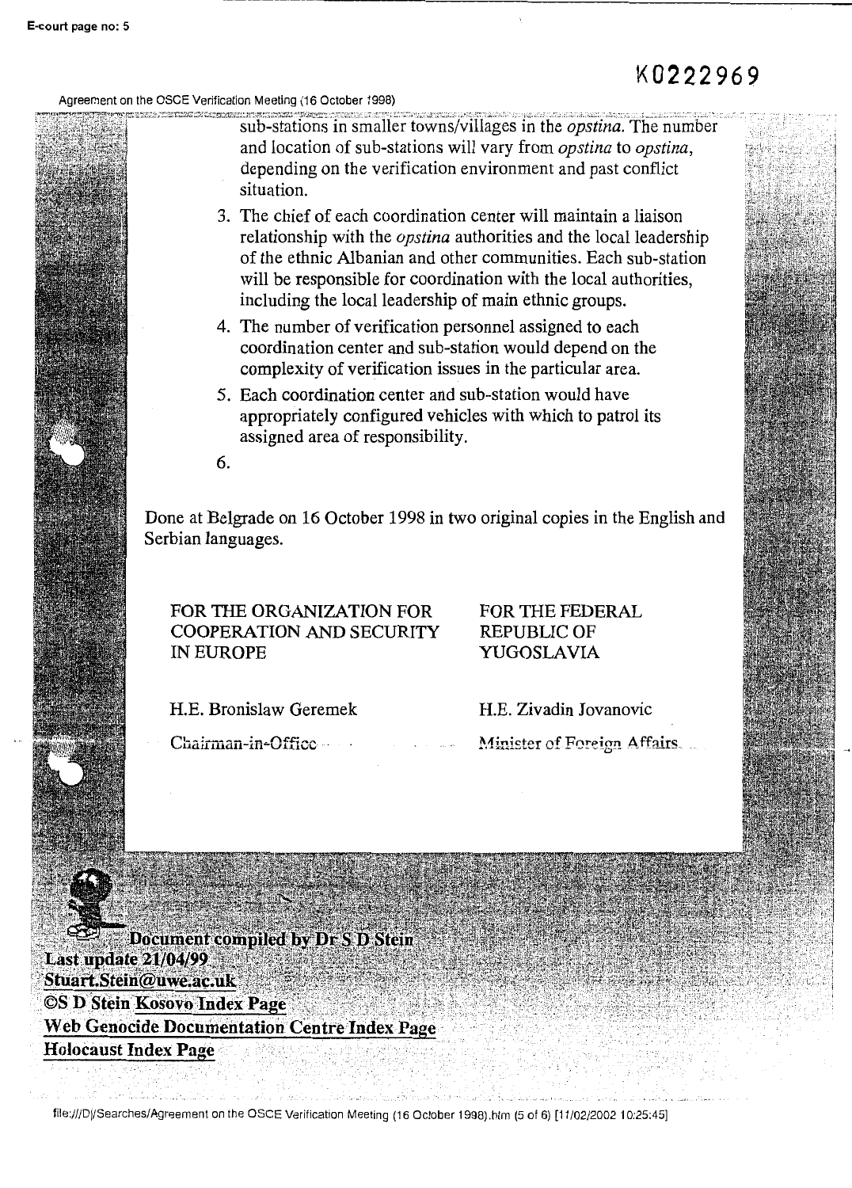sub-stations in smaller towns/villages in the *opstina*. The number and location of sub-stations will vary from *opstina* to *opstina*, depending on the verification environment and past conflict situation.

3. The chief of each coordination center will maintain a liaison relationship with the *opstina* authorities and the local leadership of the ethnic Albanian and other communities. Each sub-station will be responsible for coordination with the local authorities, including the local leadership of main ethnic groups.
4. The number of verification personnel assigned to each coordination center and sub-station would depend on the complexity of verification issues in the particular area.
5. Each coordination center and sub-station would have appropriately configured vehicles with which to patrol its assigned area of responsibility.
6.

Done at Belgrade on 16 October 1998 in two original copies in the English and Serbian languages.

| FOR THE ORGANIZATION FOR COOPERATION AND SECURITY IN EUROPE | FOR THE FEDERAL REPUBLIC OF YUGOSLAVIA |
|---|---|
| H.E. Bronislaw Geremek | H.E. Zivadin Jovanovic |
| Chairman-in-Office | Minister of Foreign Affairs |

**Document compiled by Dr S D Stein**
**Last update 21/04/99**
**Stuart.Stein@uwe.ac.uk**
**©S D Stein Kosovo Index Page**
**Web Genocide Documentation Centre Index Page**
**Holocaust Index Page**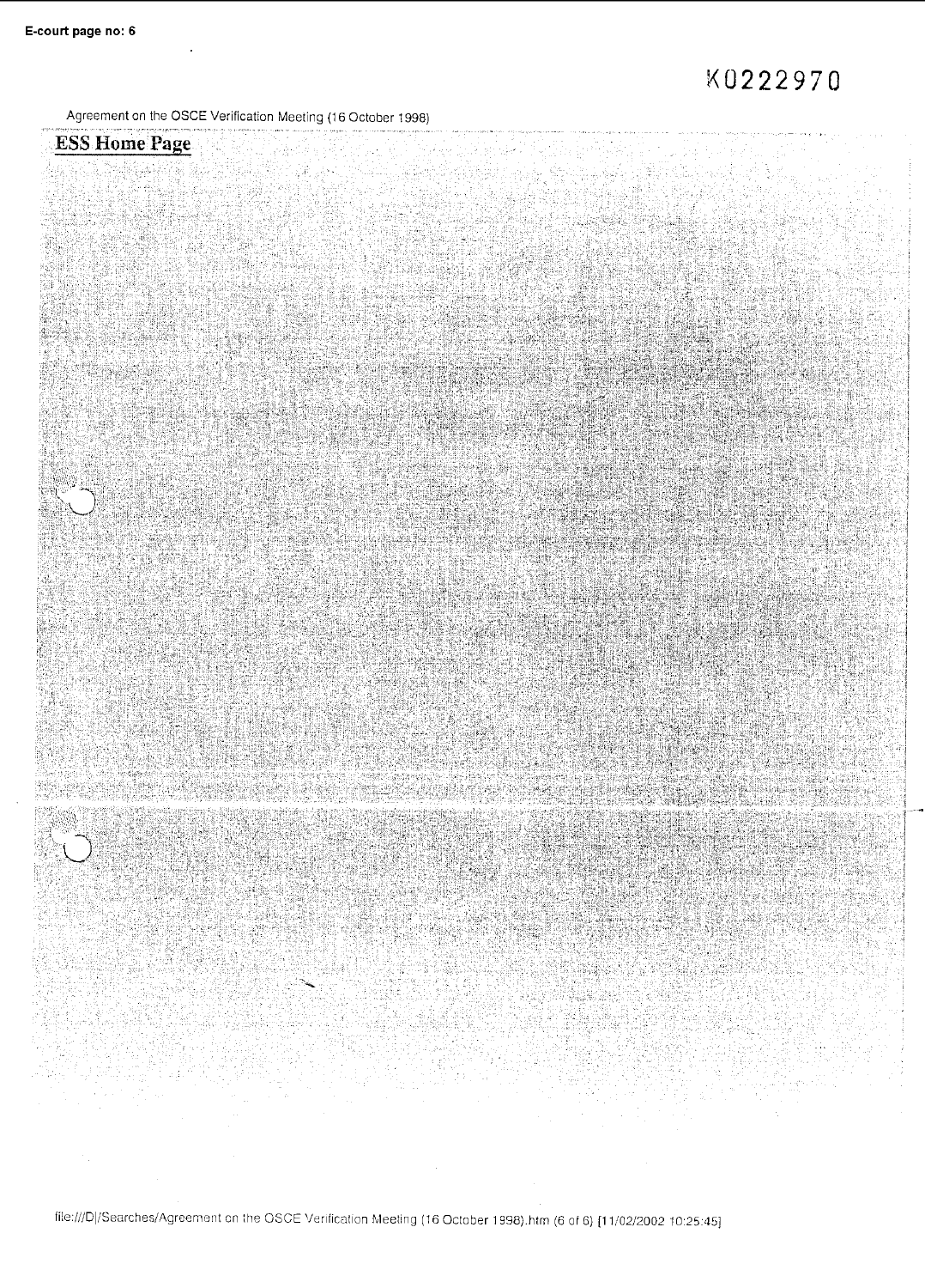K0222970

**ESS Home Page**